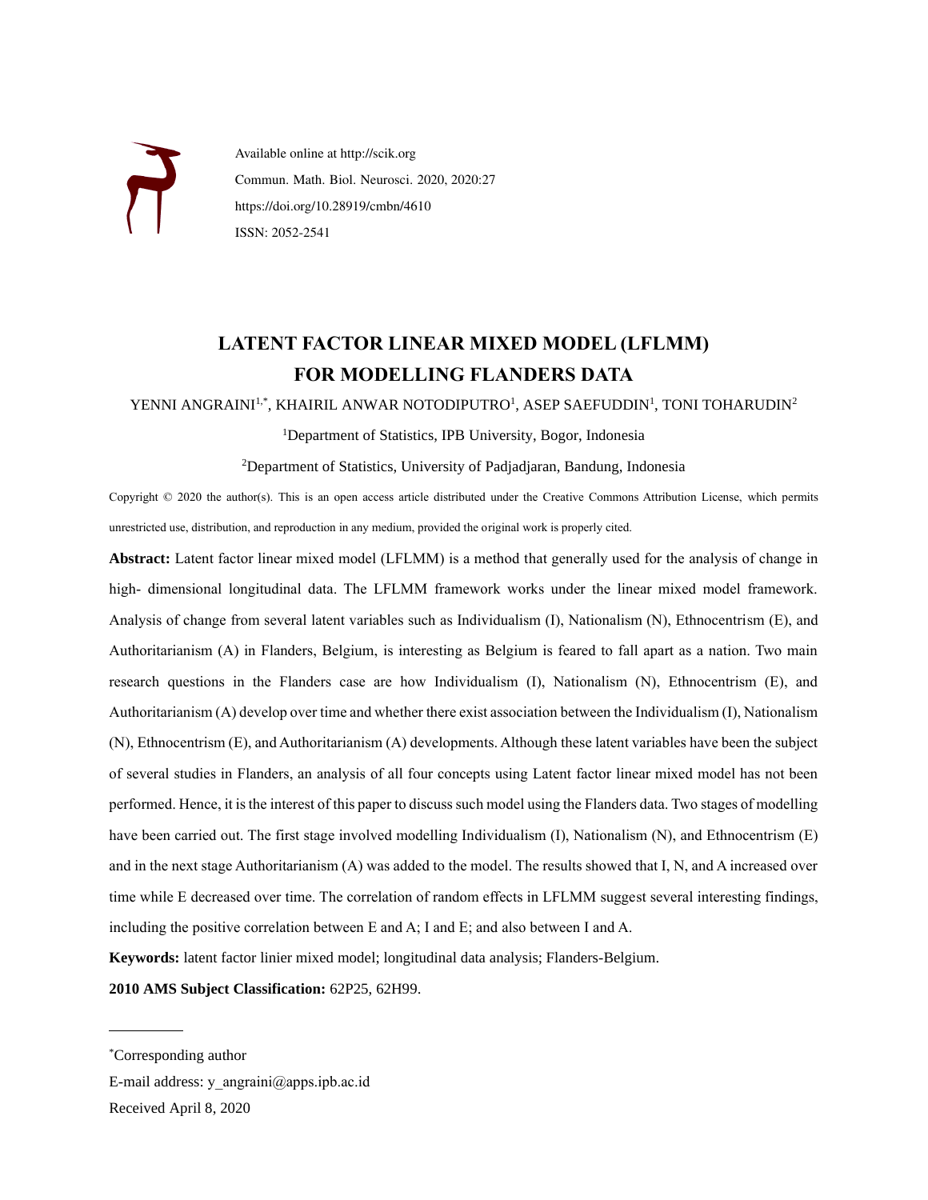Available online at http://scik.org

Commun. Math. Biol. Neurosci. 2020, 2020:27

https://doi.org/10.28919/cmbn/4610

ISSN: 2052-2541

# LATENT FACTOR LINEAR MIXED MODEL (LFLMM) FOR MODELLING FLANDERS DATA

YENNI ANGRAINI[1,*], KHAIRIL ANWAR NOTODIPUTRO[1], ASEP SAEFUDDIN[1], TONI TOHARUDIN[2]

[1]Department of Statistics, IPB University, Bogor, Indonesia

[2]Department of Statistics, University of Padjadjaran, Bandung, Indonesia

Copyright © 2020 the author(s). This is an open access article distributed under the Creative Commons Attribution License, which permits unrestricted use, distribution, and reproduction in any medium, provided the original work is properly cited.

**Abstract:** Latent factor linear mixed model (LFLMM) is a method that generally used for the analysis of change in high- dimensional longitudinal data. The LFLMM framework works under the linear mixed model framework. Analysis of change from several latent variables such as Individualism (I), Nationalism (N), Ethnocentrism (E), and Authoritarianism (A) in Flanders, Belgium, is interesting as Belgium is feared to fall apart as a nation. Two main research questions in the Flanders case are how Individualism (I), Nationalism (N), Ethnocentrism (E), and Authoritarianism (A) develop over time and whether there exist association between the Individualism (I), Nationalism (N), Ethnocentrism (E), and Authoritarianism (A) developments. Although these latent variables have been the subject of several studies in Flanders, an analysis of all four concepts using Latent factor linear mixed model has not been performed. Hence, it is the interest of this paper to discuss such model using the Flanders data. Two stages of modelling have been carried out. The first stage involved modelling Individualism (I), Nationalism (N), and Ethnocentrism (E) and in the next stage Authoritarianism (A) was added to the model. The results showed that I, N, and A increased over time while E decreased over time. The correlation of random effects in LFLMM suggest several interesting findings, including the positive correlation between E and A; I and E; and also between I and A.

**Keywords:** latent factor linier mixed model; longitudinal data analysis; Flanders-Belgium.

**2010 AMS Subject Classification:** 62P25, 62H99.

---

*Corresponding author

E-mail address: y_angraini@apps.ipb.ac.id

Received April 8, 2020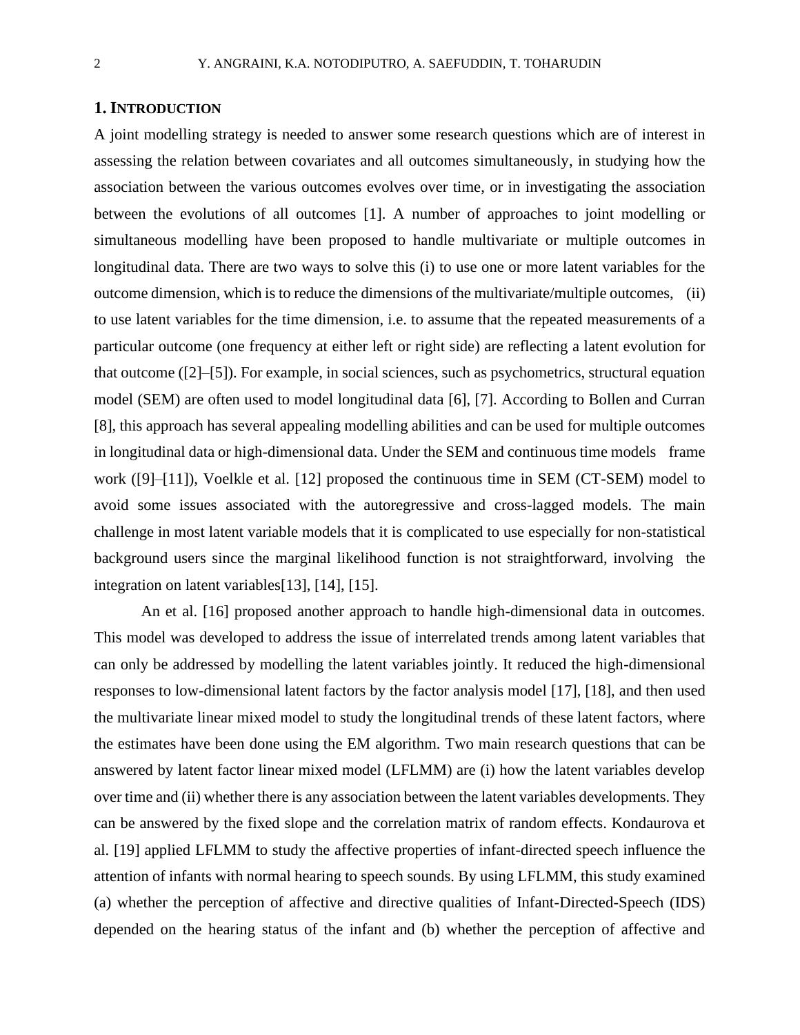## 1. INTRODUCTION

A joint modelling strategy is needed to answer some research questions which are of interest in assessing the relation between covariates and all outcomes simultaneously, in studying how the association between the various outcomes evolves over time, or in investigating the association between the evolutions of all outcomes [1]. A number of approaches to joint modelling or simultaneous modelling have been proposed to handle multivariate or multiple outcomes in longitudinal data. There are two ways to solve this (i) to use one or more latent variables for the outcome dimension, which is to reduce the dimensions of the multivariate/multiple outcomes, (ii) to use latent variables for the time dimension, i.e. to assume that the repeated measurements of a particular outcome (one frequency at either left or right side) are reflecting a latent evolution for that outcome ([2]–[5]). For example, in social sciences, such as psychometrics, structural equation model (SEM) are often used to model longitudinal data [6], [7]. According to Bollen and Curran [8], this approach has several appealing modelling abilities and can be used for multiple outcomes in longitudinal data or high-dimensional data. Under the SEM and continuous time models frame work ([9]–[11]), Voelkle et al. [12] proposed the continuous time in SEM (CT-SEM) model to avoid some issues associated with the autoregressive and cross-lagged models. The main challenge in most latent variable models that it is complicated to use especially for non-statistical background users since the marginal likelihood function is not straightforward, involving the integration on latent variables[13], [14], [15].

An et al. [16] proposed another approach to handle high-dimensional data in outcomes. This model was developed to address the issue of interrelated trends among latent variables that can only be addressed by modelling the latent variables jointly. It reduced the high-dimensional responses to low-dimensional latent factors by the factor analysis model [17], [18], and then used the multivariate linear mixed model to study the longitudinal trends of these latent factors, where the estimates have been done using the EM algorithm. Two main research questions that can be answered by latent factor linear mixed model (LFLMM) are (i) how the latent variables develop over time and (ii) whether there is any association between the latent variables developments. They can be answered by the fixed slope and the correlation matrix of random effects. Kondaurova et al. [19] applied LFLMM to study the affective properties of infant-directed speech influence the attention of infants with normal hearing to speech sounds. By using LFLMM, this study examined (a) whether the perception of affective and directive qualities of Infant-Directed-Speech (IDS) depended on the hearing status of the infant and (b) whether the perception of affective and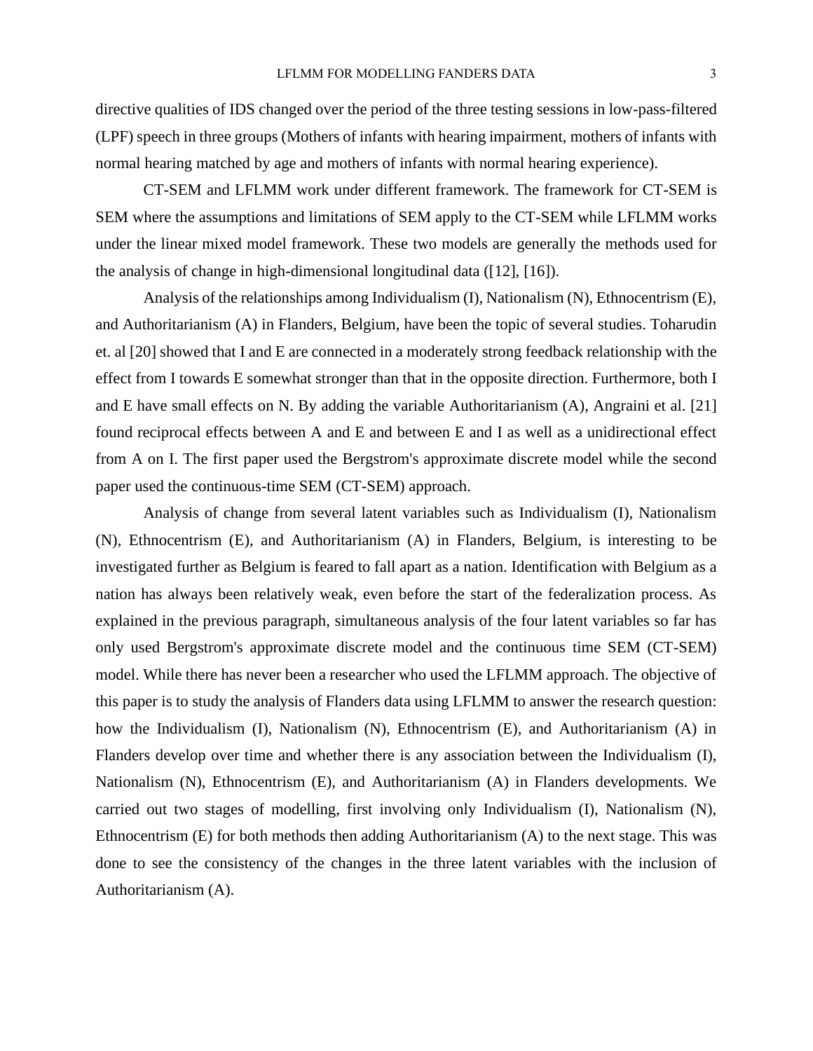directive qualities of IDS changed over the period of the three testing sessions in low-pass-filtered (LPF) speech in three groups (Mothers of infants with hearing impairment, mothers of infants with normal hearing matched by age and mothers of infants with normal hearing experience).

CT-SEM and LFLMM work under different framework. The framework for CT-SEM is SEM where the assumptions and limitations of SEM apply to the CT-SEM while LFLMM works under the linear mixed model framework. These two models are generally the methods used for the analysis of change in high-dimensional longitudinal data ([12], [16]).

Analysis of the relationships among Individualism (I), Nationalism (N), Ethnocentrism (E), and Authoritarianism (A) in Flanders, Belgium, have been the topic of several studies. Toharudin et. al [20] showed that I and E are connected in a moderately strong feedback relationship with the effect from I towards E somewhat stronger than that in the opposite direction. Furthermore, both I and E have small effects on N. By adding the variable Authoritarianism (A), Angraini et al. [21] found reciprocal effects between A and E and between E and I as well as a unidirectional effect from A on I. The first paper used the Bergstrom's approximate discrete model while the second paper used the continuous-time SEM (CT-SEM) approach.

Analysis of change from several latent variables such as Individualism (I), Nationalism (N), Ethnocentrism (E), and Authoritarianism (A) in Flanders, Belgium, is interesting to be investigated further as Belgium is feared to fall apart as a nation. Identification with Belgium as a nation has always been relatively weak, even before the start of the federalization process. As explained in the previous paragraph, simultaneous analysis of the four latent variables so far has only used Bergstrom's approximate discrete model and the continuous time SEM (CT-SEM) model. While there has never been a researcher who used the LFLMM approach. The objective of this paper is to study the analysis of Flanders data using LFLMM to answer the research question: how the Individualism (I), Nationalism (N), Ethnocentrism (E), and Authoritarianism (A) in Flanders develop over time and whether there is any association between the Individualism (I), Nationalism (N), Ethnocentrism (E), and Authoritarianism (A) in Flanders developments. We carried out two stages of modelling, first involving only Individualism (I), Nationalism (N), Ethnocentrism (E) for both methods then adding Authoritarianism (A) to the next stage. This was done to see the consistency of the changes in the three latent variables with the inclusion of Authoritarianism (A).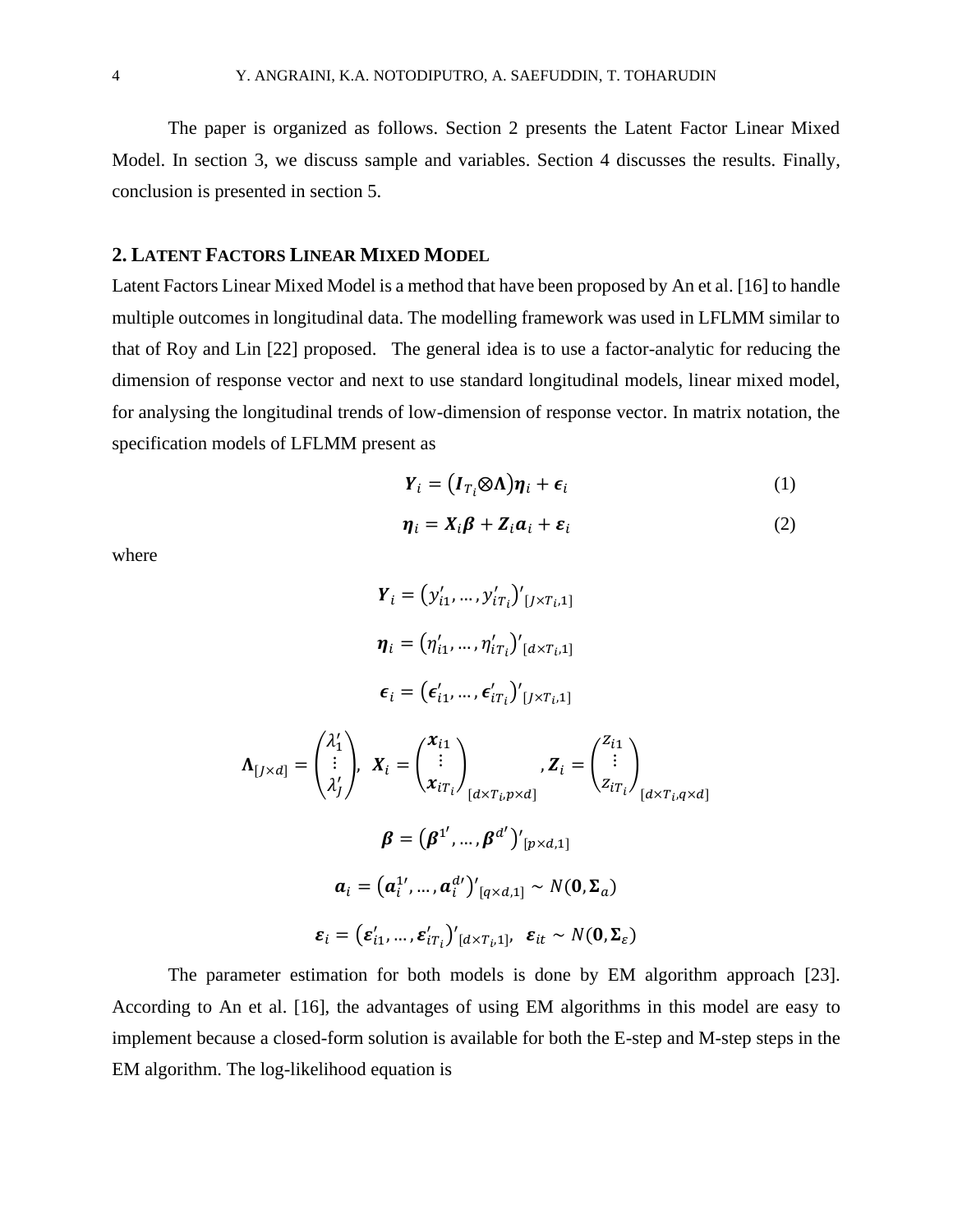The paper is organized as follows. Section 2 presents the Latent Factor Linear Mixed Model. In section 3, we discuss sample and variables. Section 4 discusses the results. Finally, conclusion is presented in section 5.

## 2. LATENT FACTORS LINEAR MIXED MODEL

Latent Factors Linear Mixed Model is a method that have been proposed by An et al. [16] to handle multiple outcomes in longitudinal data. The modelling framework was used in LFLMM similar to that of Roy and Lin [22] proposed. The general idea is to use a factor-analytic for reducing the dimension of response vector and next to use standard longitudinal models, linear mixed model, for analysing the longitudinal trends of low-dimension of response vector. In matrix notation, the specification models of LFLMM present as

$$\boldsymbol{Y}_i = \left(\boldsymbol{I}_{T_i} \otimes \boldsymbol{\Lambda}\right)\boldsymbol{\eta}_i + \boldsymbol{\epsilon}_i \tag{1}$$

$$\boldsymbol{\eta}_i = \boldsymbol{X}_i\boldsymbol{\beta} + \boldsymbol{Z}_i\boldsymbol{a}_i + \boldsymbol{\varepsilon}_i \tag{2}$$

where

$$\boldsymbol{Y}_i = \left(y'_{i1}, \ldots, y'_{iT_i}\right)'_{[J \times T_i, 1]}$$

$$\boldsymbol{\eta}_i = \left(\eta'_{i1}, \ldots, \eta'_{iT_i}\right)'_{[d \times T_i, 1]}$$

$$\boldsymbol{\epsilon}_i = \left(\boldsymbol{\epsilon}'_{i1}, \ldots, \boldsymbol{\epsilon}'_{iT_i}\right)'_{[J \times T_i, 1]}$$

$$\boldsymbol{\Lambda}_{[J \times d]} = \begin{pmatrix} \lambda'_1 \\ \vdots \\ \lambda'_J \end{pmatrix}, \;\; \boldsymbol{X}_i = \begin{pmatrix} \boldsymbol{x}_{i1} \\ \vdots \\ \boldsymbol{x}_{iT_i} \end{pmatrix}_{[d \times T_i, p \times d]}, \boldsymbol{Z}_i = \begin{pmatrix} z_{i1} \\ \vdots \\ z_{iT_i} \end{pmatrix}_{[d \times T_i, q \times d]}$$

$$\boldsymbol{\beta} = \left(\boldsymbol{\beta}^{1'}, \ldots, \boldsymbol{\beta}^{d'}\right)'_{[p \times d, 1]}$$

$$\boldsymbol{a}_i = \left(\boldsymbol{a}_i^{1'}, \ldots, \boldsymbol{a}_i^{d'}\right)'_{[q \times d, 1]} \sim N(\boldsymbol{0}, \boldsymbol{\Sigma}_a)$$

$$\boldsymbol{\varepsilon}_i = \left(\boldsymbol{\varepsilon}'_{i1}, \ldots, \boldsymbol{\varepsilon}'_{iT_i}\right)'_{[d \times T_i, 1]}, \;\; \boldsymbol{\varepsilon}_{it} \sim N(\boldsymbol{0}, \boldsymbol{\Sigma}_{\varepsilon})$$

The parameter estimation for both models is done by EM algorithm approach [23]. According to An et al. [16], the advantages of using EM algorithms in this model are easy to implement because a closed-form solution is available for both the E-step and M-step steps in the EM algorithm. The log-likelihood equation is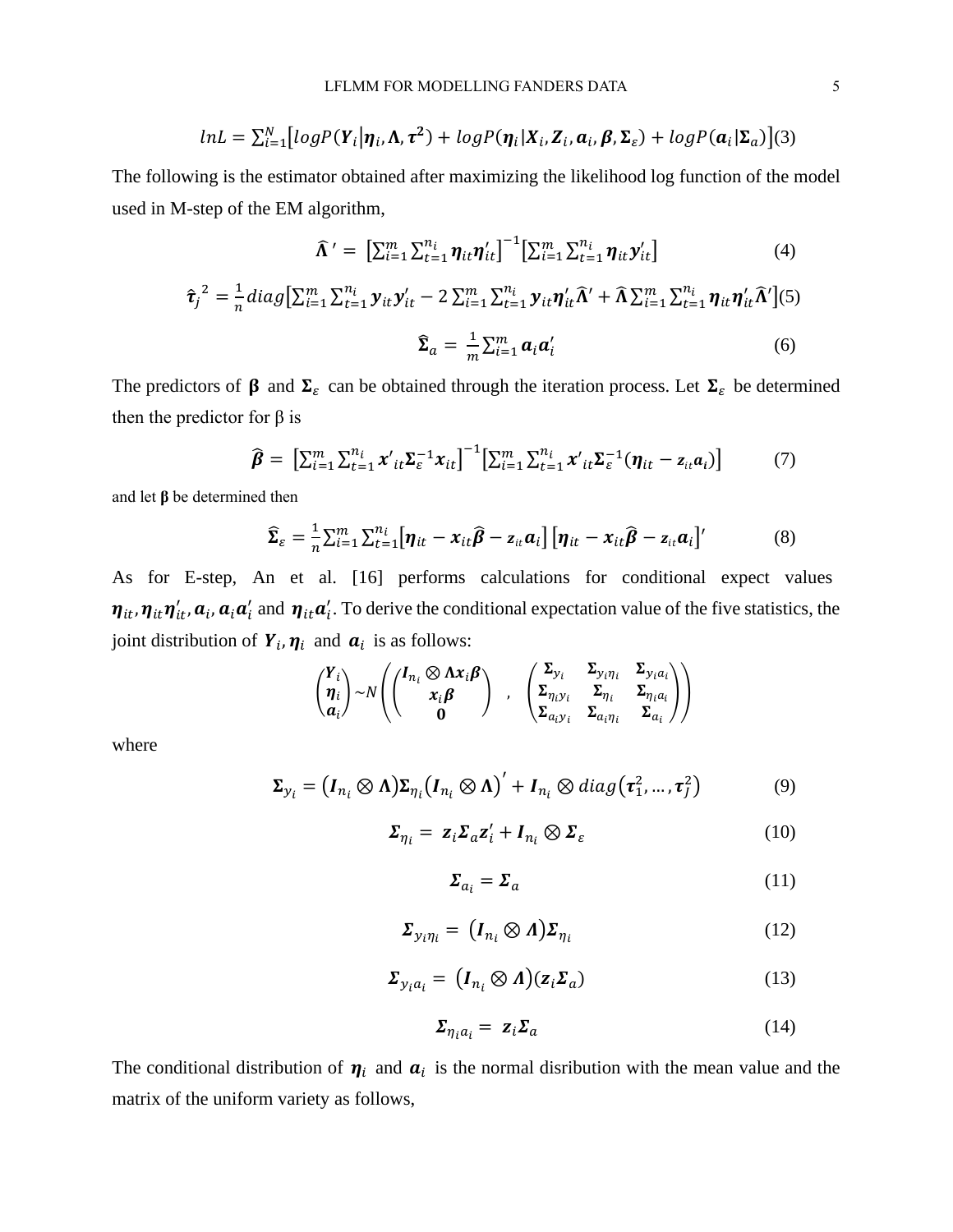$$lnL = \sum_{i=1}^{N}\left[logP(\boldsymbol{Y}_i|\boldsymbol{\eta}_i, \boldsymbol{\Lambda}, \boldsymbol{\tau^2}) + logP(\boldsymbol{\eta}_i|\boldsymbol{X}_i, \boldsymbol{Z}_i, \boldsymbol{a}_i, \boldsymbol{\beta}, \boldsymbol{\Sigma}_\varepsilon) + logP(\boldsymbol{a}_i|\boldsymbol{\Sigma}_a)\right] \quad (3)$$

The following is the estimator obtained after maximizing the likelihood log function of the model used in M-step of the EM algorithm,

$$\widehat{\boldsymbol{\Lambda}}' = \left[\sum_{i=1}^{m}\sum_{t=1}^{n_i}\boldsymbol{\eta}_{it}\boldsymbol{\eta}_{it}'\right]^{-1}\left[\sum_{i=1}^{m}\sum_{t=1}^{n_i}\boldsymbol{\eta}_{it}\boldsymbol{y}_{it}'\right] \quad (4)$$

$$\widehat{\boldsymbol{\tau}}_j^{\,2} = \frac{1}{n}diag\left[\sum_{i=1}^{m}\sum_{t=1}^{n_i}\boldsymbol{y}_{it}\boldsymbol{y}_{it}' - 2\sum_{i=1}^{m}\sum_{t=1}^{n_i}\boldsymbol{y}_{it}\boldsymbol{\eta}_{it}'\widehat{\boldsymbol{\Lambda}}' + \widehat{\boldsymbol{\Lambda}}\sum_{i=1}^{m}\sum_{t=1}^{n_i}\boldsymbol{\eta}_{it}\boldsymbol{\eta}_{it}'\widehat{\boldsymbol{\Lambda}}'\right] \quad (5)$$

$$\widehat{\boldsymbol{\Sigma}}_a = \frac{1}{m}\sum_{i=1}^{m}\boldsymbol{a}_i\boldsymbol{a}_i' \quad (6)$$

The predictors of $\boldsymbol{\beta}$ and $\boldsymbol{\Sigma}_\varepsilon$ can be obtained through the iteration process. Let $\boldsymbol{\Sigma}_\varepsilon$ be determined then the predictor for β is

$$\widehat{\boldsymbol{\beta}} = \left[\sum_{i=1}^{m}\sum_{t=1}^{n_i}\boldsymbol{x}'_{it}\boldsymbol{\Sigma}_\varepsilon^{-1}\boldsymbol{x}_{it}\right]^{-1}\left[\sum_{i=1}^{m}\sum_{t=1}^{n_i}\boldsymbol{x}'_{it}\boldsymbol{\Sigma}_\varepsilon^{-1}(\boldsymbol{\eta}_{it} - z_{it}\boldsymbol{a}_i)\right] \quad (7)$$

and let $\boldsymbol{\beta}$ be determined then

$$\widehat{\boldsymbol{\Sigma}}_\varepsilon = \frac{1}{n}\sum_{i=1}^{m}\sum_{t=1}^{n_i}\left[\boldsymbol{\eta}_{it} - \boldsymbol{x}_{it}\widehat{\boldsymbol{\beta}} - z_{it}\boldsymbol{a}_i\right]\left[\boldsymbol{\eta}_{it} - \boldsymbol{x}_{it}\widehat{\boldsymbol{\beta}} - z_{it}\boldsymbol{a}_i\right]' \quad (8)$$

As for E-step, An et al. [16] performs calculations for conditional expect values $\boldsymbol{\eta}_{it}, \boldsymbol{\eta}_{it}\boldsymbol{\eta}_{it}', \boldsymbol{a}_i, \boldsymbol{a}_i\boldsymbol{a}_i'$ and $\boldsymbol{\eta}_{it}\boldsymbol{a}_i'$. To derive the conditional expectation value of the five statistics, the joint distribution of $\boldsymbol{Y}_i, \boldsymbol{\eta}_i$ and $\boldsymbol{a}_i$ is as follows:

$$\begin{pmatrix}\boldsymbol{Y}_i\\ \boldsymbol{\eta}_i\\ \boldsymbol{a}_i\end{pmatrix} \sim N\left(\begin{pmatrix}\boldsymbol{I}_{n_i}\otimes\boldsymbol{\Lambda}\boldsymbol{x}_i\boldsymbol{\beta}\\ \boldsymbol{x}_i\boldsymbol{\beta}\\ \boldsymbol{0}\end{pmatrix}, \begin{pmatrix}\boldsymbol{\Sigma}_{y_i} & \boldsymbol{\Sigma}_{y_i\eta_i} & \boldsymbol{\Sigma}_{y_ia_i}\\ \boldsymbol{\Sigma}_{\eta_iy_i} & \boldsymbol{\Sigma}_{\eta_i} & \boldsymbol{\Sigma}_{\eta_ia_i}\\ \boldsymbol{\Sigma}_{a_iy_i} & \boldsymbol{\Sigma}_{a_i\eta_i} & \boldsymbol{\Sigma}_{a_i}\end{pmatrix}\right)$$

where

$$\boldsymbol{\Sigma}_{y_i} = \left(\boldsymbol{I}_{n_i}\otimes\boldsymbol{\Lambda}\right)\boldsymbol{\Sigma}_{\eta_i}\left(\boldsymbol{I}_{n_i}\otimes\boldsymbol{\Lambda}\right)' + \boldsymbol{I}_{n_i}\otimes diag\left(\boldsymbol{\tau}_1^2, \dots, \boldsymbol{\tau}_J^2\right) \quad (9)$$

$$\boldsymbol{\Sigma}_{\eta_i} = \boldsymbol{z}_i\boldsymbol{\Sigma}_a\boldsymbol{z}_i' + \boldsymbol{I}_{n_i}\otimes\boldsymbol{\Sigma}_\varepsilon \quad (10)$$

$$\boldsymbol{\Sigma}_{a_i} = \boldsymbol{\Sigma}_a \quad (11)$$

$$\boldsymbol{\Sigma}_{y_i\eta_i} = \left(\boldsymbol{I}_{n_i}\otimes\boldsymbol{\Lambda}\right)\boldsymbol{\Sigma}_{\eta_i} \quad (12)$$

$$\boldsymbol{\Sigma}_{y_ia_i} = \left(\boldsymbol{I}_{n_i}\otimes\boldsymbol{\Lambda}\right)(\boldsymbol{z}_i\boldsymbol{\Sigma}_a) \quad (13)$$

$$\boldsymbol{\Sigma}_{\eta_ia_i} = \boldsymbol{z}_i\boldsymbol{\Sigma}_a \quad (14)$$

The conditional distribution of $\boldsymbol{\eta}_i$ and $\boldsymbol{a}_i$ is the normal disribution with the mean value and the matrix of the uniform variety as follows,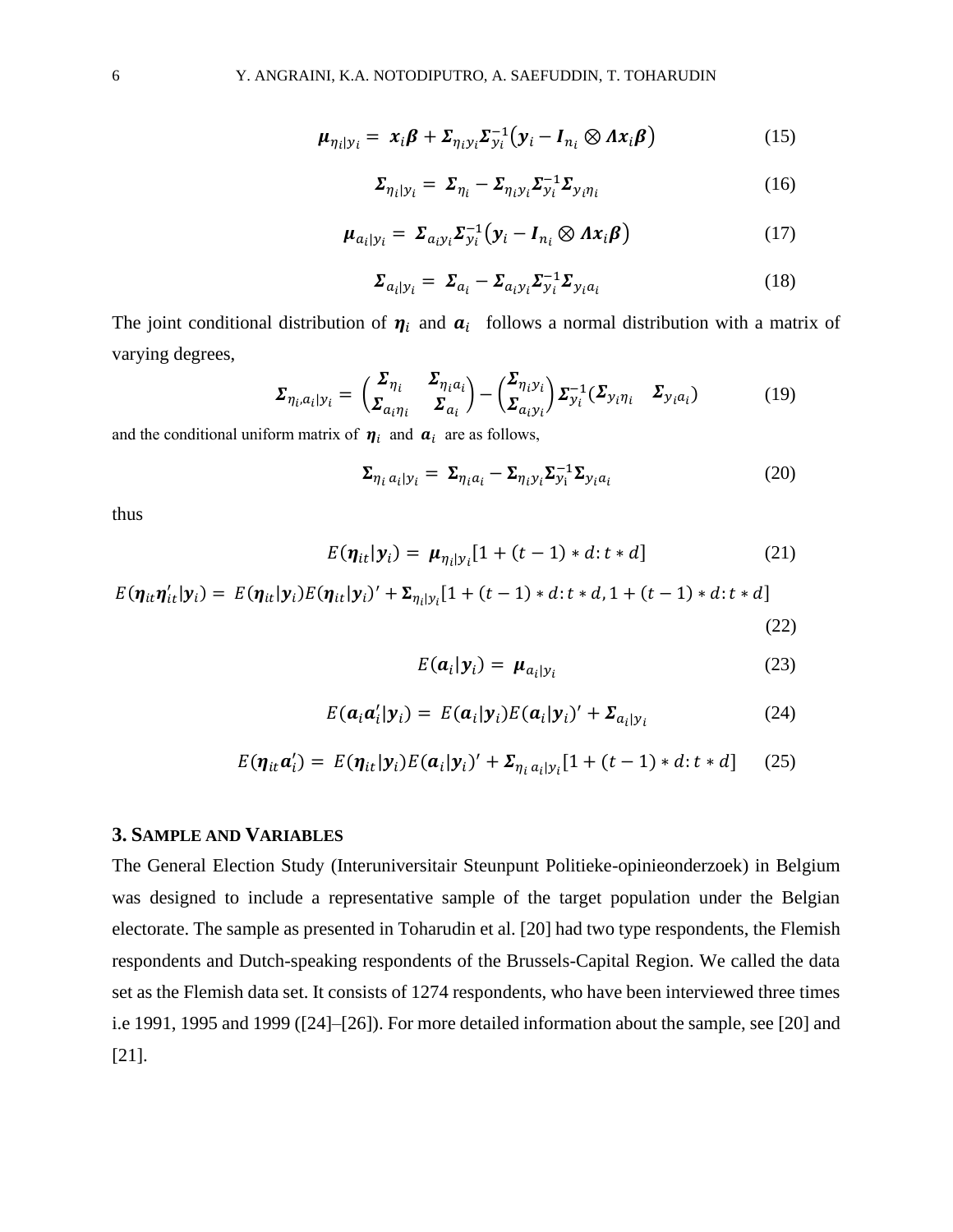$$\boldsymbol{\mu}_{\eta_i|y_i} = \boldsymbol{x}_i\boldsymbol{\beta} + \boldsymbol{\Sigma}_{\eta_i y_i}\boldsymbol{\Sigma}_{y_i}^{-1}\left(\boldsymbol{y}_i - \boldsymbol{I}_{n_i} \otimes \boldsymbol{\Lambda}\boldsymbol{x}_i\boldsymbol{\beta}\right) \tag{15}$$

$$\boldsymbol{\Sigma}_{\eta_i|y_i} = \boldsymbol{\Sigma}_{\eta_i} - \boldsymbol{\Sigma}_{\eta_i y_i}\boldsymbol{\Sigma}_{y_i}^{-1}\boldsymbol{\Sigma}_{y_i \eta_i} \tag{16}$$

$$\boldsymbol{\mu}_{a_i|y_i} = \boldsymbol{\Sigma}_{a_i y_i}\boldsymbol{\Sigma}_{y_i}^{-1}\left(\boldsymbol{y}_i - \boldsymbol{I}_{n_i} \otimes \boldsymbol{\Lambda}\boldsymbol{x}_i\boldsymbol{\beta}\right) \tag{17}$$

$$\boldsymbol{\Sigma}_{a_i|y_i} = \boldsymbol{\Sigma}_{a_i} - \boldsymbol{\Sigma}_{a_i y_i}\boldsymbol{\Sigma}_{y_i}^{-1}\boldsymbol{\Sigma}_{y_i a_i} \tag{18}$$

The joint conditional distribution of $\boldsymbol{\eta}_i$ and $\boldsymbol{a}_i$ follows a normal distribution with a matrix of varying degrees,

$$\boldsymbol{\Sigma}_{\eta_i, a_i|y_i} = \begin{pmatrix} \boldsymbol{\Sigma}_{\eta_i} & \boldsymbol{\Sigma}_{\eta_i a_i} \\ \boldsymbol{\Sigma}_{a_i \eta_i} & \boldsymbol{\Sigma}_{a_i} \end{pmatrix} - \begin{pmatrix} \boldsymbol{\Sigma}_{\eta_i y_i} \\ \boldsymbol{\Sigma}_{a_i y_i} \end{pmatrix} \boldsymbol{\Sigma}_{y_i}^{-1} \begin{pmatrix} \boldsymbol{\Sigma}_{y_i \eta_i} & \boldsymbol{\Sigma}_{y_i a_i} \end{pmatrix} \tag{19}$$

and the conditional uniform matrix of $\boldsymbol{\eta}_i$ and $\boldsymbol{a}_i$ are as follows,

$$\boldsymbol{\Sigma}_{\eta_i a_i|y_i} = \boldsymbol{\Sigma}_{\eta_i a_i} - \boldsymbol{\Sigma}_{\eta_i y_i}\boldsymbol{\Sigma}_{y_i}^{-1}\boldsymbol{\Sigma}_{y_i a_i} \tag{20}$$

thus

$$E(\boldsymbol{\eta}_{it}|\boldsymbol{y}_i) = \boldsymbol{\mu}_{\eta_i|y_i}[1 + (t-1) * d : t * d] \tag{21}$$

$$E(\boldsymbol{\eta}_{it}\boldsymbol{\eta}_{it}'|\boldsymbol{y}_i) = E(\boldsymbol{\eta}_{it}|\boldsymbol{y}_i)E(\boldsymbol{\eta}_{it}|\boldsymbol{y}_i)' + \boldsymbol{\Sigma}_{\eta_i|y_i}[1 + (t-1) * d : t * d, 1 + (t-1) * d : t * d] \tag{22}$$

$$E(\boldsymbol{a}_i|\boldsymbol{y}_i) = \boldsymbol{\mu}_{a_i|y_i} \tag{23}$$

$$E(\boldsymbol{a}_i\boldsymbol{a}_i'|\boldsymbol{y}_i) = E(\boldsymbol{a}_i|\boldsymbol{y}_i)E(\boldsymbol{a}_i|\boldsymbol{y}_i)' + \boldsymbol{\Sigma}_{a_i|y_i} \tag{24}$$

$$E(\boldsymbol{\eta}_{it}\boldsymbol{a}_i') = E(\boldsymbol{\eta}_{it}|\boldsymbol{y}_i)E(\boldsymbol{a}_i|\boldsymbol{y}_i)' + \boldsymbol{\Sigma}_{\eta_i a_i|y_i}[1 + (t-1) * d : t * d] \tag{25}$$

## 3. Sample and Variables

The General Election Study (Interuniversitair Steunpunt Politieke-opinieonderzoek) in Belgium was designed to include a representative sample of the target population under the Belgian electorate. The sample as presented in Toharudin et al. [20] had two type respondents, the Flemish respondents and Dutch-speaking respondents of the Brussels-Capital Region. We called the data set as the Flemish data set. It consists of 1274 respondents, who have been interviewed three times i.e 1991, 1995 and 1999 ([24]–[26]). For more detailed information about the sample, see [20] and [21].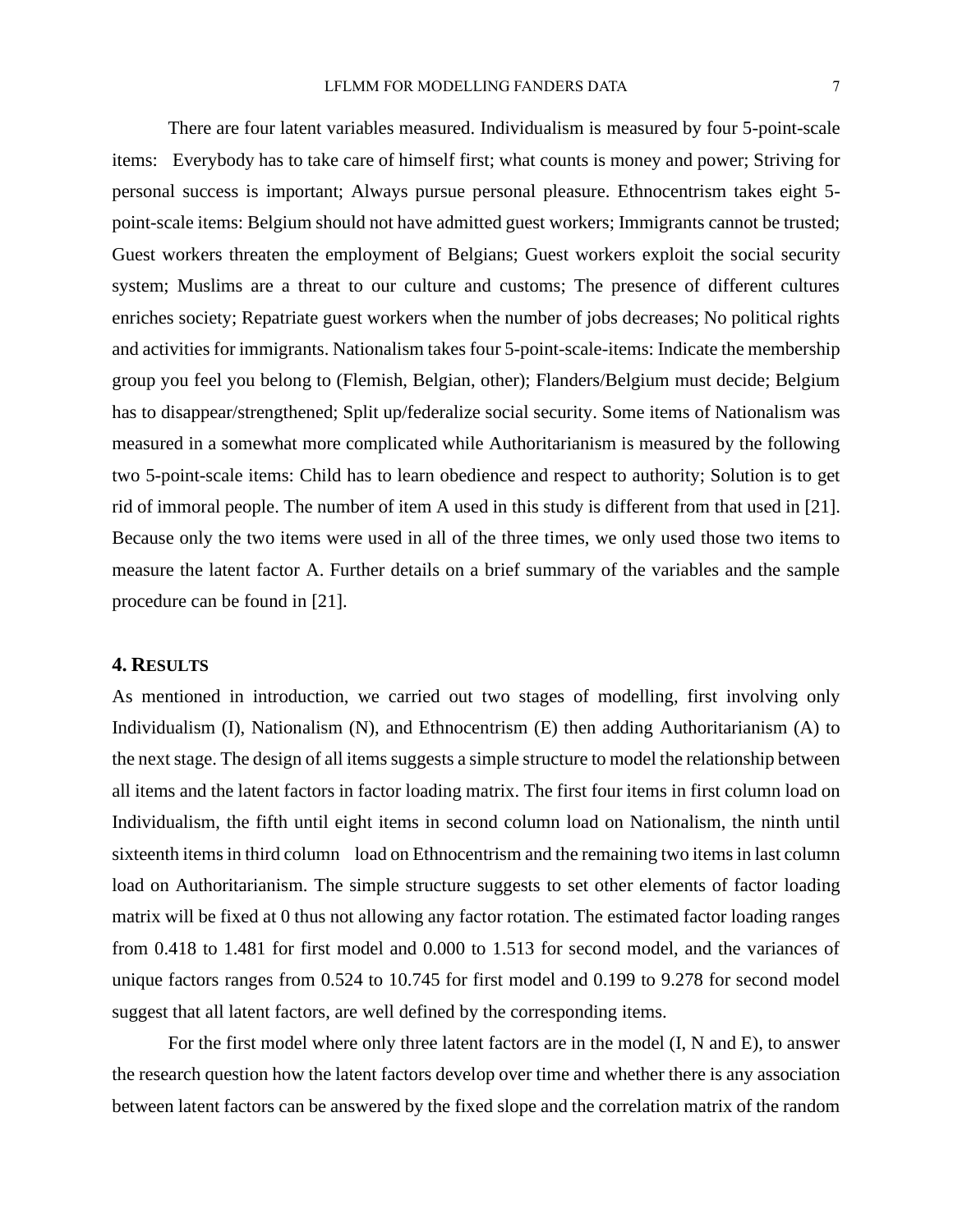There are four latent variables measured. Individualism is measured by four 5-point-scale items: Everybody has to take care of himself first; what counts is money and power; Striving for personal success is important; Always pursue personal pleasure. Ethnocentrism takes eight 5-point-scale items: Belgium should not have admitted guest workers; Immigrants cannot be trusted; Guest workers threaten the employment of Belgians; Guest workers exploit the social security system; Muslims are a threat to our culture and customs; The presence of different cultures enriches society; Repatriate guest workers when the number of jobs decreases; No political rights and activities for immigrants. Nationalism takes four 5-point-scale-items: Indicate the membership group you feel you belong to (Flemish, Belgian, other); Flanders/Belgium must decide; Belgium has to disappear/strengthened; Split up/federalize social security. Some items of Nationalism was measured in a somewhat more complicated while Authoritarianism is measured by the following two 5-point-scale items: Child has to learn obedience and respect to authority; Solution is to get rid of immoral people. The number of item A used in this study is different from that used in [21]. Because only the two items were used in all of the three times, we only used those two items to measure the latent factor A. Further details on a brief summary of the variables and the sample procedure can be found in [21].

## 4. RESULTS

As mentioned in introduction, we carried out two stages of modelling, first involving only Individualism (I), Nationalism (N), and Ethnocentrism (E) then adding Authoritarianism (A) to the next stage. The design of all items suggests a simple structure to model the relationship between all items and the latent factors in factor loading matrix. The first four items in first column load on Individualism, the fifth until eight items in second column load on Nationalism, the ninth until sixteenth items in third column load on Ethnocentrism and the remaining two items in last column load on Authoritarianism. The simple structure suggests to set other elements of factor loading matrix will be fixed at 0 thus not allowing any factor rotation. The estimated factor loading ranges from 0.418 to 1.481 for first model and 0.000 to 1.513 for second model, and the variances of unique factors ranges from 0.524 to 10.745 for first model and 0.199 to 9.278 for second model suggest that all latent factors, are well defined by the corresponding items.

For the first model where only three latent factors are in the model (I, N and E), to answer the research question how the latent factors develop over time and whether there is any association between latent factors can be answered by the fixed slope and the correlation matrix of the random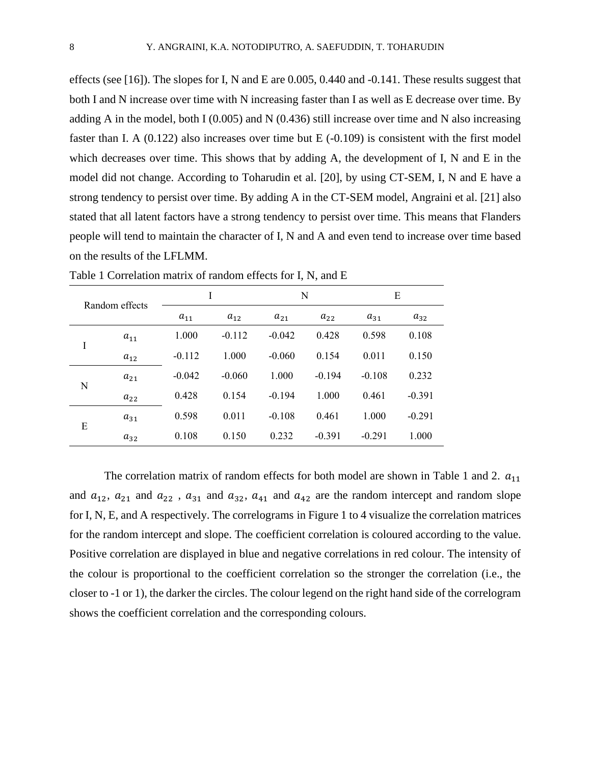effects (see [16]). The slopes for I, N and E are 0.005, 0.440 and -0.141. These results suggest that both I and N increase over time with N increasing faster than I as well as E decrease over time. By adding A in the model, both I (0.005) and N (0.436) still increase over time and N also increasing faster than I. A (0.122) also increases over time but E (-0.109) is consistent with the first model which decreases over time. This shows that by adding A, the development of I, N and E in the model did not change. According to Toharudin et al. [20], by using CT-SEM, I, N and E have a strong tendency to persist over time. By adding A in the CT-SEM model, Angraini et al. [21] also stated that all latent factors have a strong tendency to persist over time. This means that Flanders people will tend to maintain the character of I, N and A and even tend to increase over time based on the results of the LFLMM.

Table 1 Correlation matrix of random effects for I, N, and E

| Random effects | | I | | N | | E | |
|---|---|---|---|---|---|---|---|
| | | $a_{11}$ | $a_{12}$ | $a_{21}$ | $a_{22}$ | $a_{31}$ | $a_{32}$ |
| I | $a_{11}$ | 1.000 | -0.112 | -0.042 | 0.428 | 0.598 | 0.108 |
| | $a_{12}$ | -0.112 | 1.000 | -0.060 | 0.154 | 0.011 | 0.150 |
| N | $a_{21}$ | -0.042 | -0.060 | 1.000 | -0.194 | -0.108 | 0.232 |
| | $a_{22}$ | 0.428 | 0.154 | -0.194 | 1.000 | 0.461 | -0.391 |
| E | $a_{31}$ | 0.598 | 0.011 | -0.108 | 0.461 | 1.000 | -0.291 |
| | $a_{32}$ | 0.108 | 0.150 | 0.232 | -0.391 | -0.291 | 1.000 |

The correlation matrix of random effects for both model are shown in Table 1 and 2. $a_{11}$ and $a_{12}$, $a_{21}$ and $a_{22}$ , $a_{31}$ and $a_{32}$, $a_{41}$ and $a_{42}$ are the random intercept and random slope for I, N, E, and A respectively. The correlograms in Figure 1 to 4 visualize the correlation matrices for the random intercept and slope. The coefficient correlation is coloured according to the value. Positive correlation are displayed in blue and negative correlations in red colour. The intensity of the colour is proportional to the coefficient correlation so the stronger the correlation (i.e., the closer to -1 or 1), the darker the circles. The colour legend on the right hand side of the correlogram shows the coefficient correlation and the corresponding colours.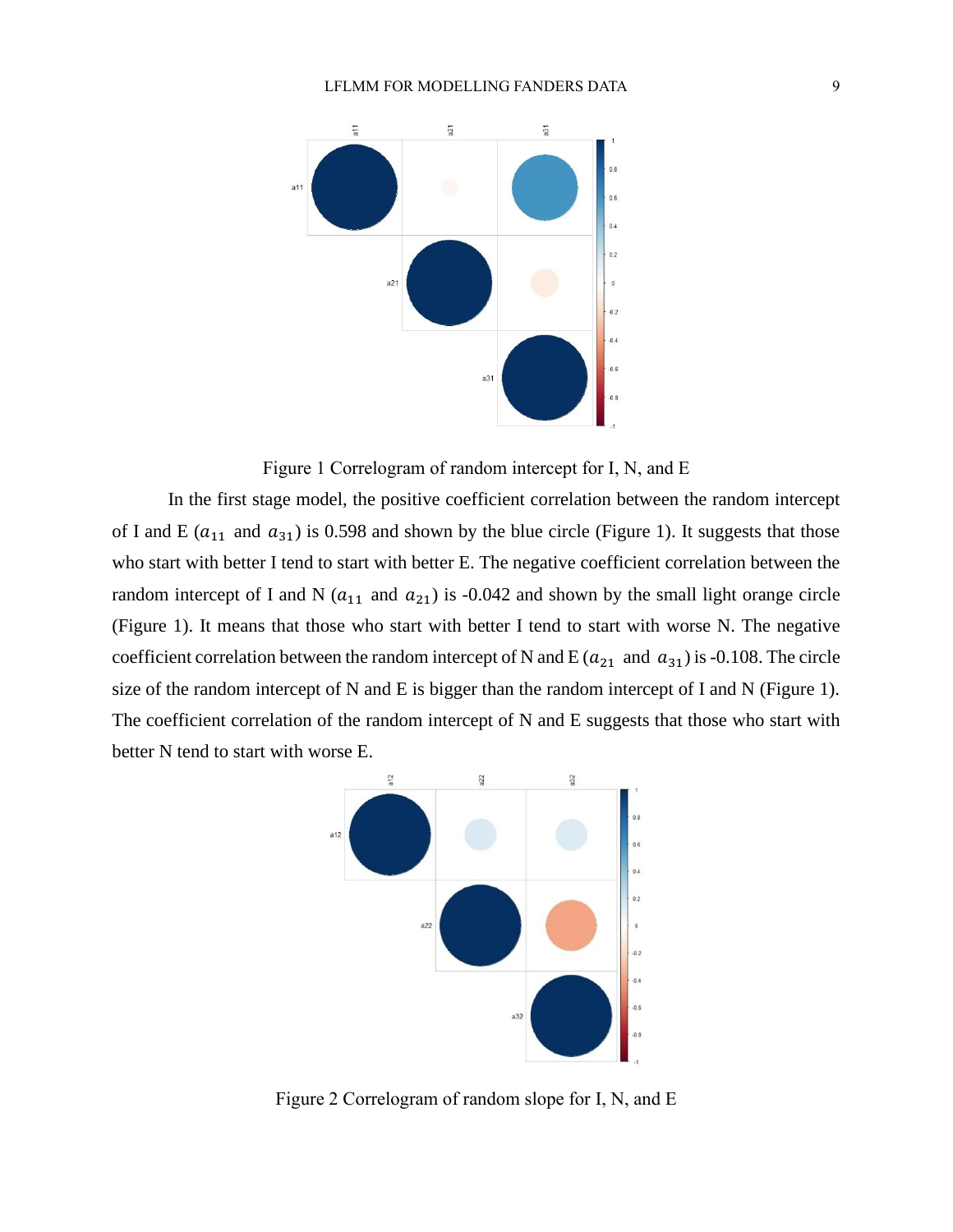Figure 1 Correlogram of random intercept for I, N, and E

In the first stage model, the positive coefficient correlation between the random intercept of I and E ($a_{11}$ and $a_{31}$) is 0.598 and shown by the blue circle (Figure 1). It suggests that those who start with better I tend to start with better E. The negative coefficient correlation between the random intercept of I and N ($a_{11}$ and $a_{21}$) is -0.042 and shown by the small light orange circle (Figure 1). It means that those who start with better I tend to start with worse N. The negative coefficient correlation between the random intercept of N and E ($a_{21}$ and $a_{31}$) is -0.108. The circle size of the random intercept of N and E is bigger than the random intercept of I and N (Figure 1). The coefficient correlation of the random intercept of N and E suggests that those who start with better N tend to start with worse E.

Figure 2 Correlogram of random slope for I, N, and E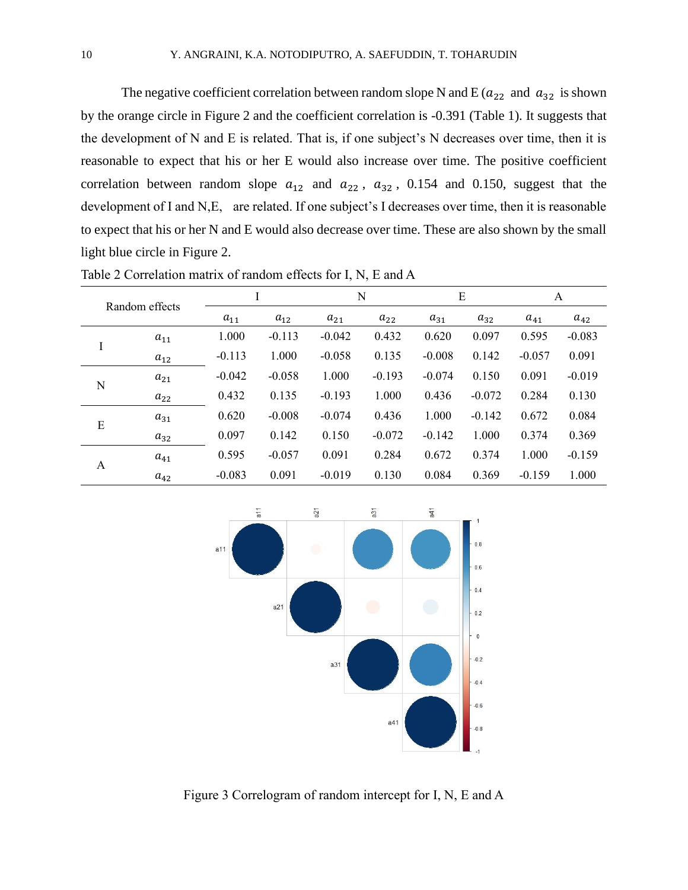The negative coefficient correlation between random slope N and E ($a_{22}$ and $a_{32}$ is shown by the orange circle in Figure 2 and the coefficient correlation is -0.391 (Table 1). It suggests that the development of N and E is related. That is, if one subject's N decreases over time, then it is reasonable to expect that his or her E would also increase over time. The positive coefficient correlation between random slope $a_{12}$ and $a_{22}$, $a_{32}$, 0.154 and 0.150, suggest that the development of I and N,E, are related. If one subject's I decreases over time, then it is reasonable to expect that his or her N and E would also decrease over time. These are also shown by the small light blue circle in Figure 2.

Table 2 Correlation matrix of random effects for I, N, E and A

| Random effects | | I | | N | | E | | A | |
|---|---|---|---|---|---|---|---|---|---|
| | | $a_{11}$ | $a_{12}$ | $a_{21}$ | $a_{22}$ | $a_{31}$ | $a_{32}$ | $a_{41}$ | $a_{42}$ |
| I | $a_{11}$ | 1.000 | -0.113 | -0.042 | 0.432 | 0.620 | 0.097 | 0.595 | -0.083 |
| | $a_{12}$ | -0.113 | 1.000 | -0.058 | 0.135 | -0.008 | 0.142 | -0.057 | 0.091 |
| N | $a_{21}$ | -0.042 | -0.058 | 1.000 | -0.193 | -0.074 | 0.150 | 0.091 | -0.019 |
| | $a_{22}$ | 0.432 | 0.135 | -0.193 | 1.000 | 0.436 | -0.072 | 0.284 | 0.130 |
| E | $a_{31}$ | 0.620 | -0.008 | -0.074 | 0.436 | 1.000 | -0.142 | 0.672 | 0.084 |
| | $a_{32}$ | 0.097 | 0.142 | 0.150 | -0.072 | -0.142 | 1.000 | 0.374 | 0.369 |
| A | $a_{41}$ | 0.595 | -0.057 | 0.091 | 0.284 | 0.672 | 0.374 | 1.000 | -0.159 |
| | $a_{42}$ | -0.083 | 0.091 | -0.019 | 0.130 | 0.084 | 0.369 | -0.159 | 1.000 |

Figure 3 Correlogram of random intercept for I, N, E and A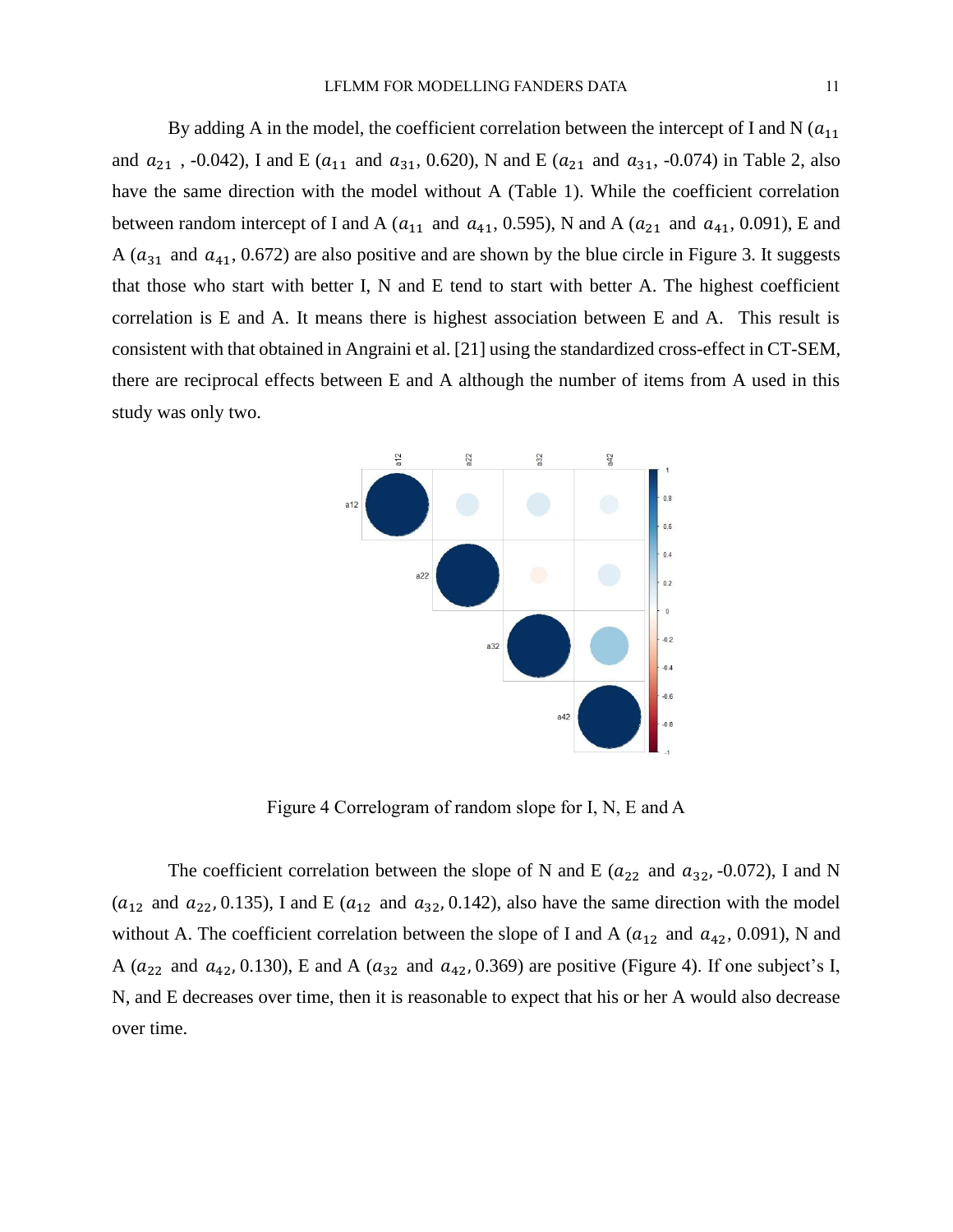By adding A in the model, the coefficient correlation between the intercept of I and N ($a_{11}$ and $a_{21}$ , -0.042), I and E ($a_{11}$ and $a_{31}$, 0.620), N and E ($a_{21}$ and $a_{31}$, -0.074) in Table 2, also have the same direction with the model without A (Table 1). While the coefficient correlation between random intercept of I and A ($a_{11}$ and $a_{41}$, 0.595), N and A ($a_{21}$ and $a_{41}$, 0.091), E and A ($a_{31}$ and $a_{41}$, 0.672) are also positive and are shown by the blue circle in Figure 3. It suggests that those who start with better I, N and E tend to start with better A. The highest coefficient correlation is E and A. It means there is highest association between E and A. This result is consistent with that obtained in Angraini et al. [21] using the standardized cross-effect in CT-SEM, there are reciprocal effects between E and A although the number of items from A used in this study was only two.

Figure 4 Correlogram of random slope for I, N, E and A

The coefficient correlation between the slope of N and E ($a_{22}$ and $a_{32}$, -0.072), I and N ($a_{12}$ and $a_{22}$, 0.135), I and E ($a_{12}$ and $a_{32}$, 0.142), also have the same direction with the model without A. The coefficient correlation between the slope of I and A ($a_{12}$ and $a_{42}$, 0.091), N and A ($a_{22}$ and $a_{42}$, 0.130), E and A ($a_{32}$ and $a_{42}$, 0.369) are positive (Figure 4). If one subject's I, N, and E decreases over time, then it is reasonable to expect that his or her A would also decrease over time.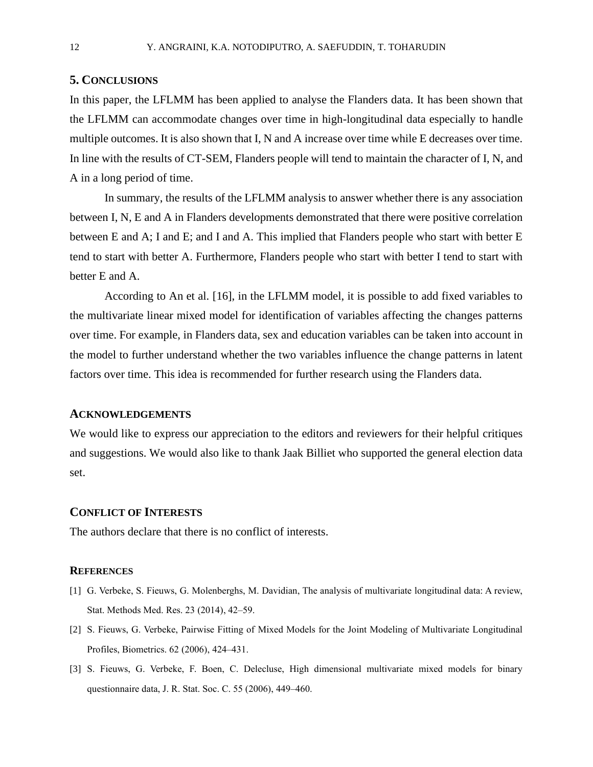## 5. CONCLUSIONS

In this paper, the LFLMM has been applied to analyse the Flanders data. It has been shown that the LFLMM can accommodate changes over time in high-longitudinal data especially to handle multiple outcomes. It is also shown that I, N and A increase over time while E decreases over time. In line with the results of CT-SEM, Flanders people will tend to maintain the character of I, N, and A in a long period of time.

In summary, the results of the LFLMM analysis to answer whether there is any association between I, N, E and A in Flanders developments demonstrated that there were positive correlation between E and A; I and E; and I and A. This implied that Flanders people who start with better E tend to start with better A. Furthermore, Flanders people who start with better I tend to start with better E and A.

According to An et al. [16], in the LFLMM model, it is possible to add fixed variables to the multivariate linear mixed model for identification of variables affecting the changes patterns over time. For example, in Flanders data, sex and education variables can be taken into account in the model to further understand whether the two variables influence the change patterns in latent factors over time. This idea is recommended for further research using the Flanders data.

## ACKNOWLEDGEMENTS

We would like to express our appreciation to the editors and reviewers for their helpful critiques and suggestions. We would also like to thank Jaak Billiet who supported the general election data set.

## CONFLICT OF INTERESTS

The authors declare that there is no conflict of interests.

## REFERENCES

[1] G. Verbeke, S. Fieuws, G. Molenberghs, M. Davidian, The analysis of multivariate longitudinal data: A review, Stat. Methods Med. Res. 23 (2014), 42–59.

[2] S. Fieuws, G. Verbeke, Pairwise Fitting of Mixed Models for the Joint Modeling of Multivariate Longitudinal Profiles, Biometrics. 62 (2006), 424–431.

[3] S. Fieuws, G. Verbeke, F. Boen, C. Delecluse, High dimensional multivariate mixed models for binary questionnaire data, J. R. Stat. Soc. C. 55 (2006), 449–460.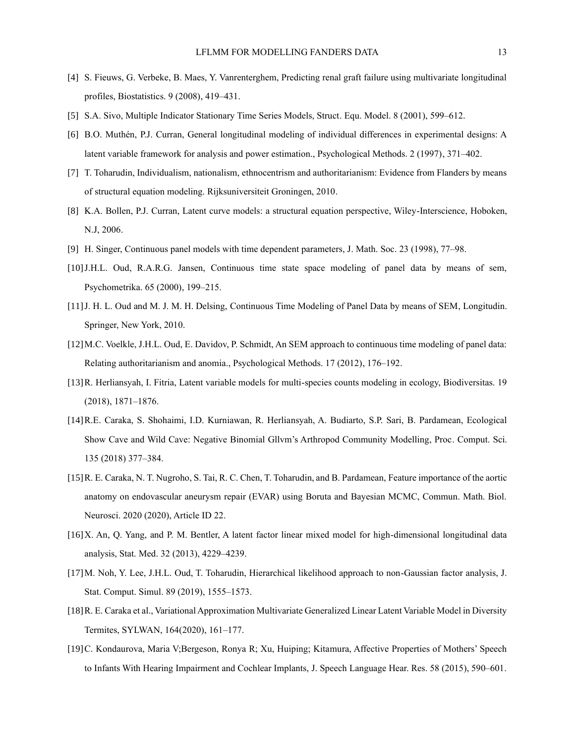[4] S. Fieuws, G. Verbeke, B. Maes, Y. Vanrenterghem, Predicting renal graft failure using multivariate longitudinal profiles, Biostatistics. 9 (2008), 419–431.

[5] S.A. Sivo, Multiple Indicator Stationary Time Series Models, Struct. Equ. Model. 8 (2001), 599–612.

[6] B.O. Muthén, P.J. Curran, General longitudinal modeling of individual differences in experimental designs: A latent variable framework for analysis and power estimation., Psychological Methods. 2 (1997), 371–402.

[7] T. Toharudin, Individualism, nationalism, ethnocentrism and authoritarianism: Evidence from Flanders by means of structural equation modeling. Rijksuniversiteit Groningen, 2010.

[8] K.A. Bollen, P.J. Curran, Latent curve models: a structural equation perspective, Wiley-Interscience, Hoboken, N.J, 2006.

[9] H. Singer, Continuous panel models with time dependent parameters, J. Math. Soc. 23 (1998), 77–98.

[10] J.H.L. Oud, R.A.R.G. Jansen, Continuous time state space modeling of panel data by means of sem, Psychometrika. 65 (2000), 199–215.

[11] J. H. L. Oud and M. J. M. H. Delsing, Continuous Time Modeling of Panel Data by means of SEM, Longitudin. Springer, New York, 2010.

[12] M.C. Voelkle, J.H.L. Oud, E. Davidov, P. Schmidt, An SEM approach to continuous time modeling of panel data: Relating authoritarianism and anomia., Psychological Methods. 17 (2012), 176–192.

[13] R. Herliansyah, I. Fitria, Latent variable models for multi-species counts modeling in ecology, Biodiversitas. 19 (2018), 1871–1876.

[14] R.E. Caraka, S. Shohaimi, I.D. Kurniawan, R. Herliansyah, A. Budiarto, S.P. Sari, B. Pardamean, Ecological Show Cave and Wild Cave: Negative Binomial Gllvm's Arthropod Community Modelling, Proc. Comput. Sci. 135 (2018) 377–384.

[15] R. E. Caraka, N. T. Nugroho, S. Tai, R. C. Chen, T. Toharudin, and B. Pardamean, Feature importance of the aortic anatomy on endovascular aneurysm repair (EVAR) using Boruta and Bayesian MCMC, Commun. Math. Biol. Neurosci. 2020 (2020), Article ID 22.

[16] X. An, Q. Yang, and P. M. Bentler, A latent factor linear mixed model for high-dimensional longitudinal data analysis, Stat. Med. 32 (2013), 4229–4239.

[17] M. Noh, Y. Lee, J.H.L. Oud, T. Toharudin, Hierarchical likelihood approach to non-Gaussian factor analysis, J. Stat. Comput. Simul. 89 (2019), 1555–1573.

[18] R. E. Caraka et al., Variational Approximation Multivariate Generalized Linear Latent Variable Model in Diversity Termites, SYLWAN, 164(2020), 161–177.

[19] C. Kondaurova, Maria V;Bergeson, Ronya R; Xu, Huiping; Kitamura, Affective Properties of Mothers' Speech to Infants With Hearing Impairment and Cochlear Implants, J. Speech Language Hear. Res. 58 (2015), 590–601.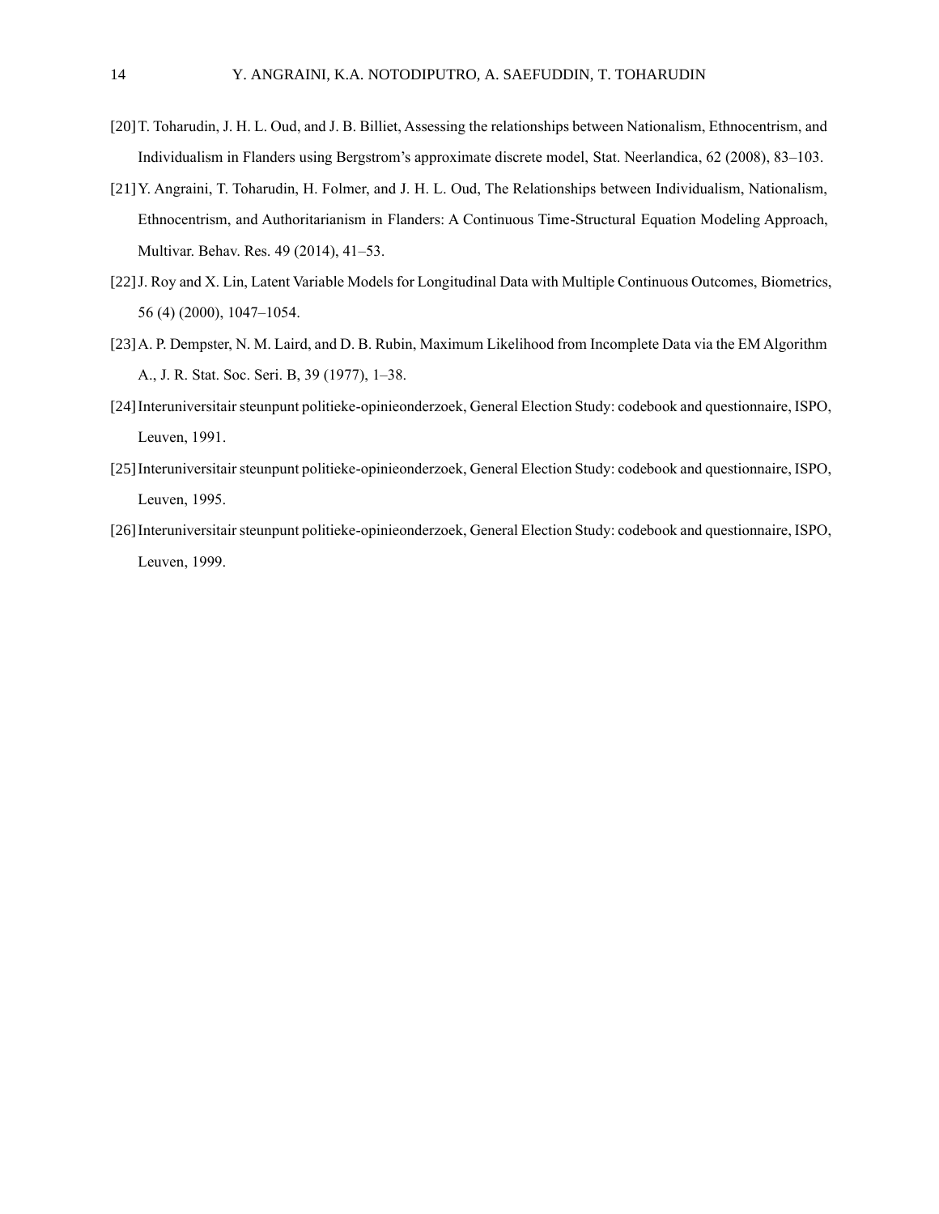[20] T. Toharudin, J. H. L. Oud, and J. B. Billiet, Assessing the relationships between Nationalism, Ethnocentrism, and Individualism in Flanders using Bergstrom's approximate discrete model, Stat. Neerlandica, 62 (2008), 83–103.

[21] Y. Angraini, T. Toharudin, H. Folmer, and J. H. L. Oud, The Relationships between Individualism, Nationalism, Ethnocentrism, and Authoritarianism in Flanders: A Continuous Time-Structural Equation Modeling Approach, Multivar. Behav. Res. 49 (2014), 41–53.

[22] J. Roy and X. Lin, Latent Variable Models for Longitudinal Data with Multiple Continuous Outcomes, Biometrics, 56 (4) (2000), 1047–1054.

[23] A. P. Dempster, N. M. Laird, and D. B. Rubin, Maximum Likelihood from Incomplete Data via the EM Algorithm A., J. R. Stat. Soc. Seri. B, 39 (1977), 1–38.

[24] Interuniversitair steunpunt politieke-opinieonderzoek, General Election Study: codebook and questionnaire, ISPO, Leuven, 1991.

[25] Interuniversitair steunpunt politieke-opinieonderzoek, General Election Study: codebook and questionnaire, ISPO, Leuven, 1995.

[26] Interuniversitair steunpunt politieke-opinieonderzoek, General Election Study: codebook and questionnaire, ISPO, Leuven, 1999.